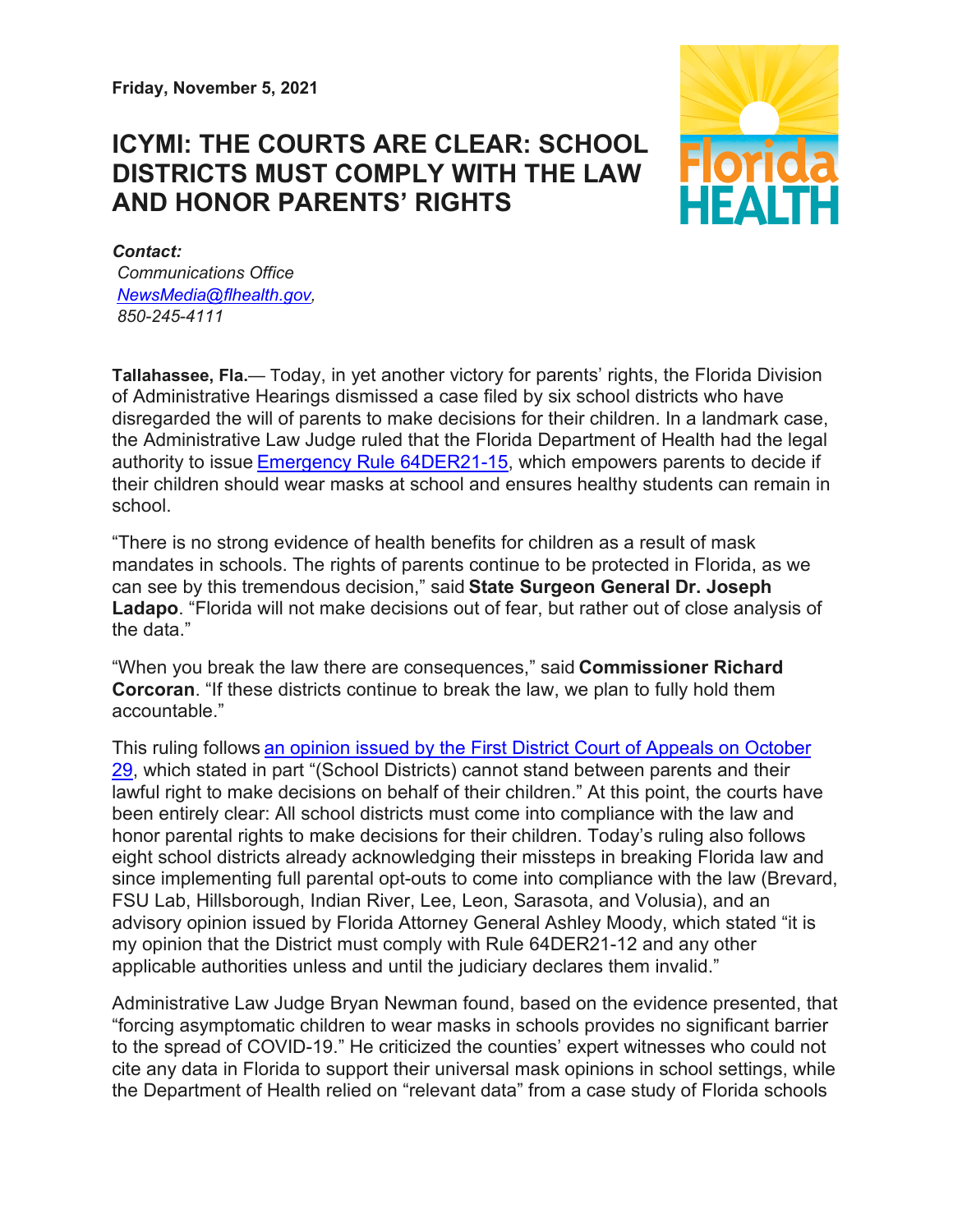**Friday, November 5, 2021**

# ICYMI: THE COURTS ARE CLEAR: SCHOOL DISTRICTS MUST COMPLY WITH THE LAW AND HONOR PARENTS' RIGHTS

***Contact:***
*Communications Office*
*[NewsMedia@flhealth.gov](mailto:NewsMedia@flhealth.gov),*
*850-245-4111*

**Tallahassee, Fla.**— Today, in yet another victory for parents' rights, the Florida Division of Administrative Hearings dismissed a case filed by six school districts who have disregarded the will of parents to make decisions for their children. In a landmark case, the Administrative Law Judge ruled that the Florida Department of Health had the legal authority to issue Emergency Rule 64DER21-15, which empowers parents to decide if their children should wear masks at school and ensures healthy students can remain in school.

"There is no strong evidence of health benefits for children as a result of mask mandates in schools. The rights of parents continue to be protected in Florida, as we can see by this tremendous decision," said **State Surgeon General Dr. Joseph Ladapo**. "Florida will not make decisions out of fear, but rather out of close analysis of the data."

"When you break the law there are consequences," said **Commissioner Richard Corcoran**. "If these districts continue to break the law, we plan to fully hold them accountable."

This ruling follows an opinion issued by the First District Court of Appeals on October 29, which stated in part "(School Districts) cannot stand between parents and their lawful right to make decisions on behalf of their children." At this point, the courts have been entirely clear: All school districts must come into compliance with the law and honor parental rights to make decisions for their children. Today's ruling also follows eight school districts already acknowledging their missteps in breaking Florida law and since implementing full parental opt-outs to come into compliance with the law (Brevard, FSU Lab, Hillsborough, Indian River, Lee, Leon, Sarasota, and Volusia), and an advisory opinion issued by Florida Attorney General Ashley Moody, which stated "it is my opinion that the District must comply with Rule 64DER21-12 and any other applicable authorities unless and until the judiciary declares them invalid."

Administrative Law Judge Bryan Newman found, based on the evidence presented, that "forcing asymptomatic children to wear masks in schools provides no significant barrier to the spread of COVID-19." He criticized the counties' expert witnesses who could not cite any data in Florida to support their universal mask opinions in school settings, while the Department of Health relied on "relevant data" from a case study of Florida schools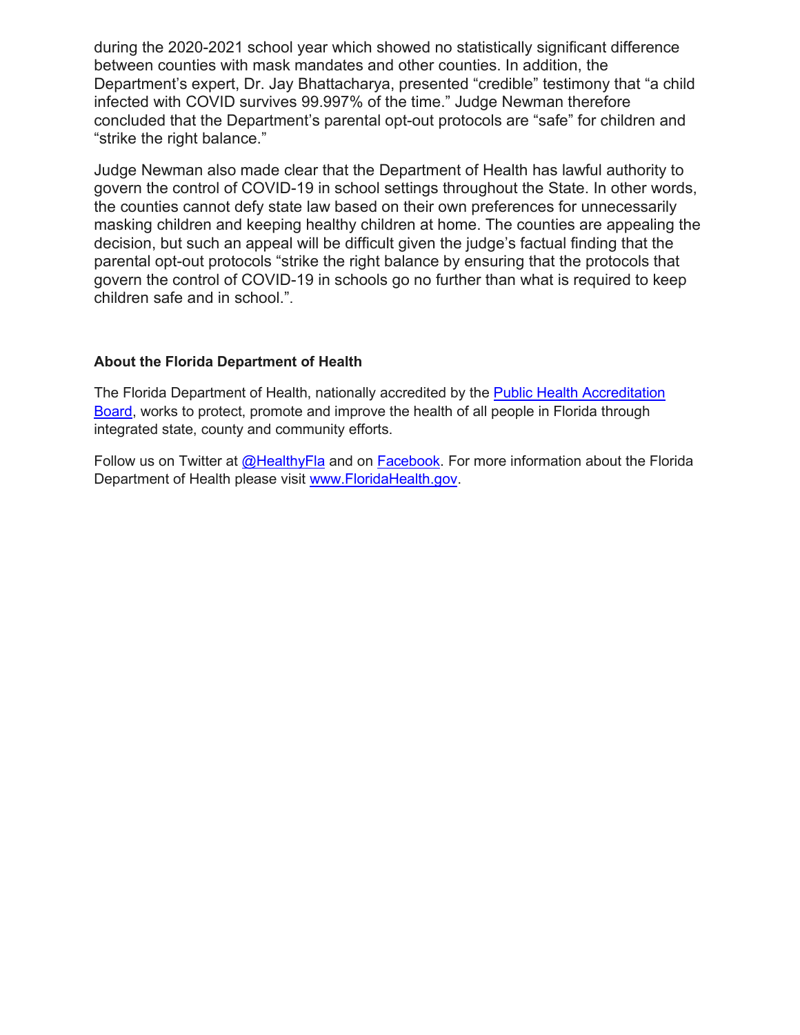during the 2020-2021 school year which showed no statistically significant difference between counties with mask mandates and other counties. In addition, the Department's expert, Dr. Jay Bhattacharya, presented "credible" testimony that "a child infected with COVID survives 99.997% of the time." Judge Newman therefore concluded that the Department's parental opt-out protocols are "safe" for children and "strike the right balance."

Judge Newman also made clear that the Department of Health has lawful authority to govern the control of COVID-19 in school settings throughout the State. In other words, the counties cannot defy state law based on their own preferences for unnecessarily masking children and keeping healthy children at home. The counties are appealing the decision, but such an appeal will be difficult given the judge's factual finding that the parental opt-out protocols "strike the right balance by ensuring that the protocols that govern the control of COVID-19 in schools go no further than what is required to keep children safe and in school.".

**About the Florida Department of Health**

The Florida Department of Health, nationally accredited by the [Public Health Accreditation Board](), works to protect, promote and improve the health of all people in Florida through integrated state, county and community efforts.

Follow us on Twitter at [@HealthyFla]() and on [Facebook](). For more information about the Florida Department of Health please visit [www.FloridaHealth.gov]().